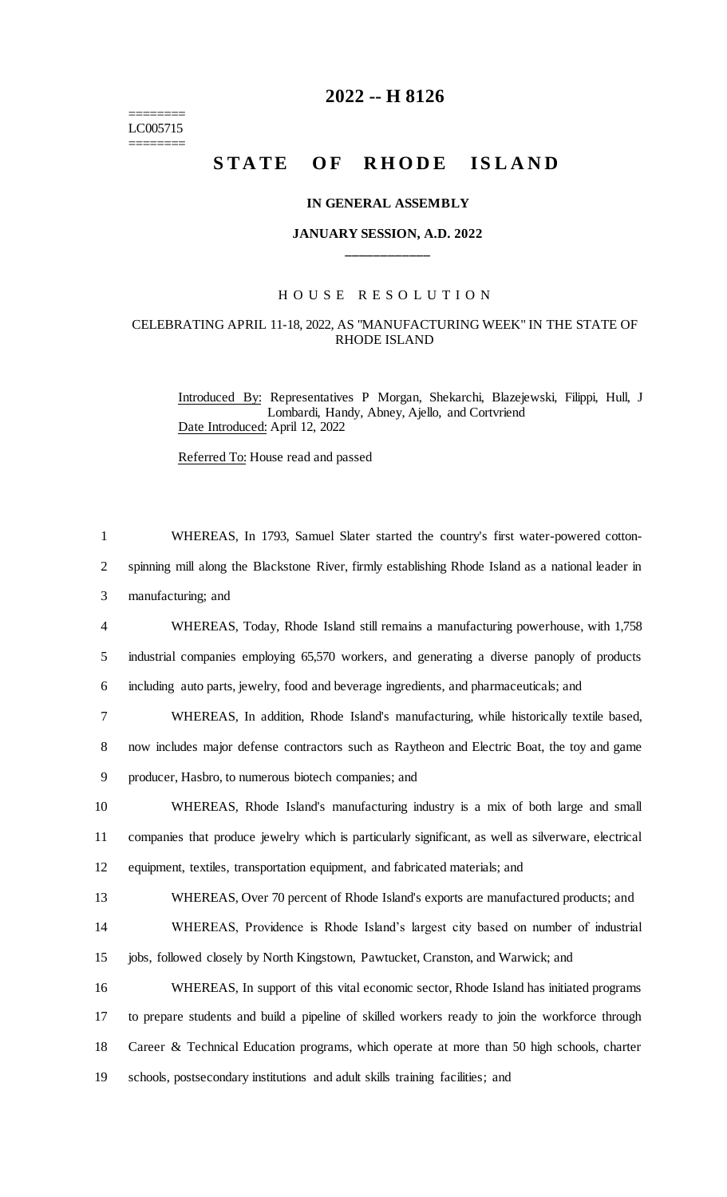# 2022 -- H 8126

========
LC005715
========

## STATE OF RHODE ISLAND

### IN GENERAL ASSEMBLY

### JANUARY SESSION, A.D. 2022

____________

### HOUSE RESOLUTION

#### CELEBRATING APRIL 11-18, 2022, AS "MANUFACTURING WEEK" IN THE STATE OF RHODE ISLAND

Introduced By: Representatives P Morgan, Shekarchi, Blazejewski, Filippi, Hull, J Lombardi, Handy, Abney, Ajello, and Cortvriend

Date Introduced: April 12, 2022

Referred To: House read and passed

1 WHEREAS, In 1793, Samuel Slater started the country's first water-powered cotton-
2 spinning mill along the Blackstone River, firmly establishing Rhode Island as a national leader in
3 manufacturing; and

4 WHEREAS, Today, Rhode Island still remains a manufacturing powerhouse, with 1,758
5 industrial companies employing 65,570 workers, and generating a diverse panoply of products
6 including auto parts, jewelry, food and beverage ingredients, and pharmaceuticals; and

7 WHEREAS, In addition, Rhode Island's manufacturing, while historically textile based,
8 now includes major defense contractors such as Raytheon and Electric Boat, the toy and game
9 producer, Hasbro, to numerous biotech companies; and

10 WHEREAS, Rhode Island's manufacturing industry is a mix of both large and small
11 companies that produce jewelry which is particularly significant, as well as silverware, electrical
12 equipment, textiles, transportation equipment, and fabricated materials; and

13 WHEREAS, Over 70 percent of Rhode Island's exports are manufactured products; and

14 WHEREAS, Providence is Rhode Island's largest city based on number of industrial
15 jobs, followed closely by North Kingstown, Pawtucket, Cranston, and Warwick; and

16 WHEREAS, In support of this vital economic sector, Rhode Island has initiated programs
17 to prepare students and build a pipeline of skilled workers ready to join the workforce through
18 Career & Technical Education programs, which operate at more than 50 high schools, charter
19 schools, postsecondary institutions and adult skills training facilities; and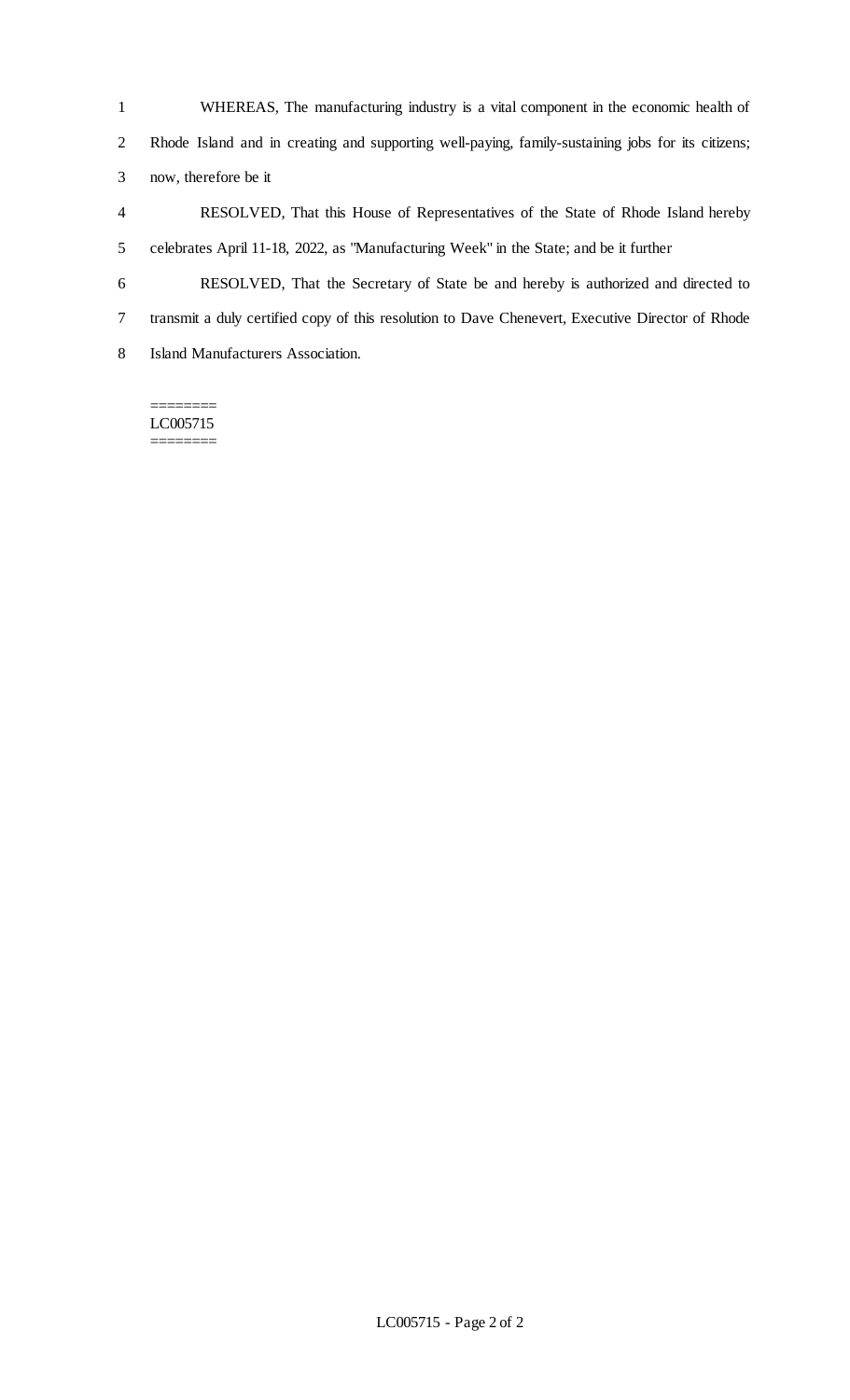WHEREAS, The manufacturing industry is a vital component in the economic health of Rhode Island and in creating and supporting well-paying, family-sustaining jobs for its citizens; now, therefore be it

RESOLVED, That this House of Representatives of the State of Rhode Island hereby celebrates April 11-18, 2022, as "Manufacturing Week" in the State; and be it further

RESOLVED, That the Secretary of State be and hereby is authorized and directed to transmit a duly certified copy of this resolution to Dave Chenevert, Executive Director of Rhode Island Manufacturers Association.

========
LC005715
========